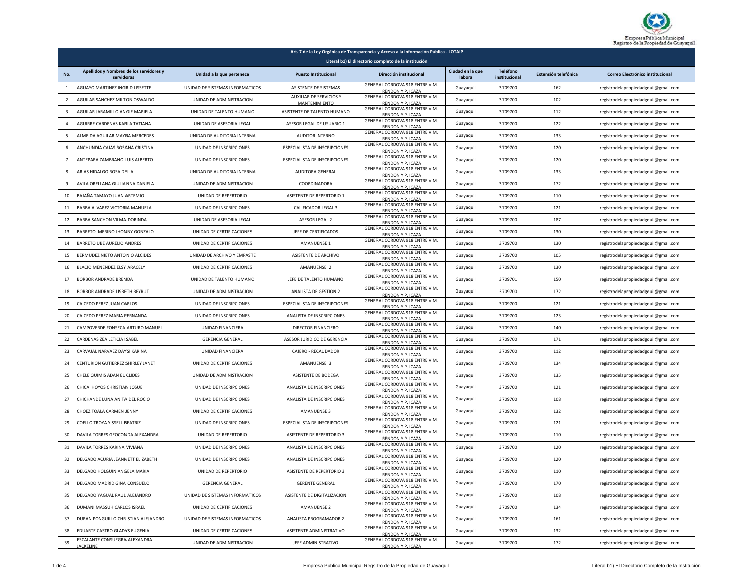Empresa Pública Municipal Registro de la Propiedad de Guayaquil

| Art. 7 de la Ley Orgánica de Transparencia y Acceso a la Información Pública - LOTAIP | | | | | | | | |
|---|---|---|---|---|---|---|---|---|
| Literal b1) El directorio completo de la institución | | | | | | | | |
| No. | Apellidos y Nombres de los servidores y servidoras | Unidad a la que pertenece | Puesto Institucional | Dirección institucional | Ciudad en la que labora | Teléfono institucional | Extensión telefónica | Correo Electrónico institucional |
| 1 | AGUAYO MARTINEZ INGRID LISSETTE | UNIDAD DE SISTEMAS INFORMATICOS | ASISTENTE DE SISTEMAS | GENERAL CORDOVA 918 ENTRE V.M. RENDON Y P. ICAZA | Guayaquil | 3709700 | 162 | registrodelapropiedadgquil@gmail.com |
| 2 | AGUILAR SANCHEZ MILTON OSWALDO | UNIDAD DE ADMINISTRACION | AUXILIAR DE SERVICIOS Y MANTENIMIENTO | GENERAL CORDOVA 918 ENTRE V.M. RENDON Y P. ICAZA | Guayaquil | 3709700 | 102 | registrodelapropiedadgquil@gmail.com |
| 3 | AGUILAR JARAMILLO ANGIE MARIELA | UNIDAD DE TALENTO HUMANO | ASISTENTE DE TALENTO HUMANO | GENERAL CORDOVA 918 ENTRE V.M. RENDON Y P. ICAZA | Guayaquil | 3709700 | 112 | registrodelapropiedadgquil@gmail.com |
| 4 | AGUIRRE CARDENAS KARLA TATIANA | UNIDAD DE ASESORIA LEGAL | ASESOR LEGAL DE USUARIO 1 | GENERAL CORDOVA 918 ENTRE V.M. RENDON Y P. ICAZA | Guayaquil | 3709700 | 122 | registrodelapropiedadgquil@gmail.com |
| 5 | ALMEIDA AGUILAR MAYRA MERCEDES | UNIDAD DE AUDITORIA INTERNA | AUDITOR INTERNO | GENERAL CORDOVA 918 ENTRE V.M. RENDON Y P. ICAZA | Guayaquil | 3709700 | 133 | registrodelapropiedadgquil@gmail.com |
| 6 | ANCHUNDIA CAJAS ROSANA CRISTINA | UNIDAD DE INSCRIPCIONES | ESPECIALISTA DE INSCRIPCIONES | GENERAL CORDOVA 918 ENTRE V.M. RENDON Y P. ICAZA | Guayaquil | 3709700 | 120 | registrodelapropiedadgquil@gmail.com |
| 7 | ANTEPARA ZAMBRANO LUIS ALBERTO | UNIDAD DE INSCRIPCIONES | ESPECIALISTA DE INSCRIPCIONES | GENERAL CORDOVA 918 ENTRE V.M. RENDON Y P. ICAZA | Guayaquil | 3709700 | 120 | registrodelapropiedadgquil@gmail.com |
| 8 | ARIAS HIDALGO ROSA DELIA | UNIDAD DE AUDITORIA INTERNA | AUDITORA GENERAL | GENERAL CORDOVA 918 ENTRE V.M. RENDON Y P. ICAZA | Guayaquil | 3709700 | 133 | registrodelapropiedadgquil@gmail.com |
| 9 | AVILA ORELLANA GIULIANNA DANIELA | UNIDAD DE ADMINISTRACION | COORDINADORA | GENERAL CORDOVA 918 ENTRE V.M. RENDON Y P. ICAZA | Guayaquil | 3709700 | 172 | registrodelapropiedadgquil@gmail.com |
| 10 | BAJAÑA TAMAYO JUAN ARTEMIO | UNIDAD DE REPERTORIO | ASISTENTE DE REPERTORIO 1 | GENERAL CORDOVA 918 ENTRE V.M. RENDON Y P. ICAZA | Guayaquil | 3709700 | 110 | registrodelapropiedadgquil@gmail.com |
| 11 | BARBA ALVAREZ VICTORIA MANUELA | UNIDAD DE INSCRIPCIONES | CALIFICADOR LEGAL 3 | GENERAL CORDOVA 918 ENTRE V.M. RENDON Y P. ICAZA | Guayaquil | 3709700 | 121 | registrodelapropiedadgquil@gmail.com |
| 12 | BARBA SANCHON VILMA DORINDA | UNIDAD DE ASESORIA LEGAL | ASESOR LEGAL 2 | GENERAL CORDOVA 918 ENTRE V.M. RENDON Y P. ICAZA | Guayaquil | 3709700 | 187 | registrodelapropiedadgquil@gmail.com |
| 13 | BARRETO MERINO JHONNY GONZALO | UNIDAD DE CERTIFICACIONES | JEFE DE CERTIFICADOS | GENERAL CORDOVA 918 ENTRE V.M. RENDON Y P. ICAZA | Guayaquil | 3709700 | 130 | registrodelapropiedadgquil@gmail.com |
| 14 | BARRETO UBE AURELIO ANDRES | UNIDAD DE CERTIFICACIONES | AMANUENSE 1 | GENERAL CORDOVA 918 ENTRE V.M. RENDON Y P. ICAZA | Guayaquil | 3709700 | 130 | registrodelapropiedadgquil@gmail.com |
| 15 | BERMUDEZ NIETO ANTONIO ALCIDES | UNIDAD DE ARCHIVO Y EMPASTE | ASISTENTE DE ARCHIVO | GENERAL CORDOVA 918 ENTRE V.M. RENDON Y P. ICAZA | Guayaquil | 3709700 | 105 | registrodelapropiedadgquil@gmail.com |
| 16 | BLACIO MENENDEZ ELSY ARACELY | UNIDAD DE CERTIFICACIONES | AMANUENSE 2 | GENERAL CORDOVA 918 ENTRE V.M. RENDON Y P. ICAZA | Guayaquil | 3709700 | 130 | registrodelapropiedadgquil@gmail.com |
| 17 | BORBOR ANDRADE BRENDA | UNIDAD DE TALENTO HUMANO | JEFE DE TALENTO HUMANO | GENERAL CORDOVA 918 ENTRE V.M. RENDON Y P. ICAZA | Guayaquil | 3709701 | 150 | registrodelapropiedadgquil@gmail.com |
| 18 | BORBOR ANDRADE LISBETH BEYRUT | UNIDAD DE ADMINISTRACION | ANALISTA DE GESTION 2 | GENERAL CORDOVA 918 ENTRE V.M. RENDON Y P. ICAZA | Guayaquil | 3709700 | 172 | registrodelapropiedadgquil@gmail.com |
| 19 | CAICEDO PEREZ JUAN CARLOS | UNIDAD DE INSCRIPCIONES | ESPECIALISTA DE INSCRIPCIONES | GENERAL CORDOVA 918 ENTRE V.M. RENDON Y P. ICAZA | Guayaquil | 3709700 | 121 | registrodelapropiedadgquil@gmail.com |
| 20 | CAICEDO PEREZ MARIA FERNANDA | UNIDAD DE INSCRIPCIONES | ANALISTA DE INSCRIPCIONES | GENERAL CORDOVA 918 ENTRE V.M. RENDON Y P. ICAZA | Guayaquil | 3709700 | 123 | registrodelapropiedadgquil@gmail.com |
| 21 | CAMPOVERDE FONSECA ARTURO MANUEL | UNIDAD FINANCIERA | DIRECTOR FINANCIERO | GENERAL CORDOVA 918 ENTRE V.M. RENDON Y P. ICAZA | Guayaquil | 3709700 | 140 | registrodelapropiedadgquil@gmail.com |
| 22 | CARDENAS ZEA LETICIA ISABEL | GERENCIA GENERAL | ASESOR JURIDICO DE GERENCIA | GENERAL CORDOVA 918 ENTRE V.M. RENDON Y P. ICAZA | Guayaquil | 3709700 | 171 | registrodelapropiedadgquil@gmail.com |
| 23 | CARVAJAL NARVAEZ DAYSI KARINA | UNIDAD FINANCIERA | CAJERO - RECAUDADOR | GENERAL CORDOVA 918 ENTRE V.M. RENDON Y P. ICAZA | Guayaquil | 3709700 | 112 | registrodelapropiedadgquil@gmail.com |
| 24 | CENTURION GUTIERREZ SHIRLEY JANET | UNIDAD DE CERTIFICACIONES | AMANUENSE 3 | GENERAL CORDOVA 918 ENTRE V.M. RENDON Y P. ICAZA | Guayaquil | 3709700 | 134 | registrodelapropiedadgquil@gmail.com |
| 25 | CHELE QUIMIS ADAN EUCLIDES | UNIDAD DE ADMINISTRACION | ASISTENTE DE BODEGA | GENERAL CORDOVA 918 ENTRE V.M. RENDON Y P. ICAZA | Guayaquil | 3709700 | 135 | registrodelapropiedadgquil@gmail.com |
| 26 | CHICA HOYOS CHRISTIAN JOSUE | UNIDAD DE INSCRIPCIONES | ANALISTA DE INSCRIPCIONES | GENERAL CORDOVA 918 ENTRE V.M. RENDON Y P. ICAZA | Guayaquil | 3709700 | 121 | registrodelapropiedadgquil@gmail.com |
| 27 | CHICHANDE LUNA ANITA DEL ROCIO | UNIDAD DE INSCRIPCIONES | ANALISTA DE INSCRIPCIONES | GENERAL CORDOVA 918 ENTRE V.M. RENDON Y P. ICAZA | Guayaquil | 3709700 | 108 | registrodelapropiedadgquil@gmail.com |
| 28 | CHOEZ TOALA CARMEN JENNY | UNIDAD DE CERTIFICACIONES | AMANUENSE 3 | GENERAL CORDOVA 918 ENTRE V.M. RENDON Y P. ICAZA | Guayaquil | 3709700 | 132 | registrodelapropiedadgquil@gmail.com |
| 29 | COELLO TROYA YISSELL BEATRIZ | UNIDAD DE INSCRIPCIONES | ESPECIALISTA DE INSCRIPCIONES | GENERAL CORDOVA 918 ENTRE V.M. RENDON Y P. ICAZA | Guayaquil | 3709700 | 121 | registrodelapropiedadgquil@gmail.com |
| 30 | DAVILA TORRES GEOCONDA ALEXANDRA | UNIDAD DE REPERTORIO | ASISTENTE DE REPERTORIO 3 | GENERAL CORDOVA 918 ENTRE V.M. RENDON Y P. ICAZA | Guayaquil | 3709700 | 110 | registrodelapropiedadgquil@gmail.com |
| 31 | DAVILA TORRES KARINA VIVIANA | UNIDAD DE INSCRIPCIONES | ANALISTA DE INSCRIPCIONES | GENERAL CORDOVA 918 ENTRE V.M. RENDON Y P. ICAZA | Guayaquil | 3709700 | 120 | registrodelapropiedadgquil@gmail.com |
| 32 | DELGADO ACURIA JEANNETT ELIZABETH | UNIDAD DE INSCRIPCIONES | ANALISTA DE INSCRIPCIONES | GENERAL CORDOVA 918 ENTRE V.M. RENDON Y P. ICAZA | Guayaquil | 3709700 | 120 | registrodelapropiedadgquil@gmail.com |
| 33 | DELGADO HOLGUIN ANGELA MARIA | UNIDAD DE REPERTORIO | ASISTENTE DE REPERTORIO 3 | GENERAL CORDOVA 918 ENTRE V.M. RENDON Y P. ICAZA | Guayaquil | 3709700 | 110 | registrodelapropiedadgquil@gmail.com |
| 34 | DELGADO MADRID GINA CONSUELO | GERENCIA GENERAL | GERENTE GENERAL | GENERAL CORDOVA 918 ENTRE V.M. RENDON Y P. ICAZA | Guayaquil | 3709700 | 170 | registrodelapropiedadgquil@gmail.com |
| 35 | DELGADO YAGUAL RAUL ALEJANDRO | UNIDAD DE SISTEMAS INFORMATICOS | ASISTENTE DE DIGITALIZACION | GENERAL CORDOVA 918 ENTRE V.M. RENDON Y P. ICAZA | Guayaquil | 3709700 | 108 | registrodelapropiedadgquil@gmail.com |
| 36 | DUMANI MASSUH CARLOS ISRAEL | UNIDAD DE CERTIFICACIONES | AMANUENSE 2 | GENERAL CORDOVA 918 ENTRE V.M. RENDON Y P. ICAZA | Guayaquil | 3709700 | 134 | registrodelapropiedadgquil@gmail.com |
| 37 | DURAN PONGUILLO CHRISTIAN ALEJANDRO | UNIDAD DE SISTEMAS INFORMATICOS | ANALISTA PROGRAMADOR 2 | GENERAL CORDOVA 918 ENTRE V.M. RENDON Y P. ICAZA | Guayaquil | 3709700 | 161 | registrodelapropiedadgquil@gmail.com |
| 38 | EDUARTE CASTRO GLADYS EUGENIA | UNIDAD DE CERTIFICACIONES | ASISTENTE ADMINISTRATIVO | GENERAL CORDOVA 918 ENTRE V.M. RENDON Y P. ICAZA | Guayaquil | 3709700 | 132 | registrodelapropiedadgquil@gmail.com |
| 39 | ESCALANTE CONSUEGRA ALEXANDRA JACKELINE | UNIDAD DE ADMINISTRACION | JEFE ADMINISTRATIVO | GENERAL CORDOVA 918 ENTRE V.M. RENDON Y P. ICAZA | Guayaquil | 3709700 | 172 | registrodelapropiedadgquil@gmail.com |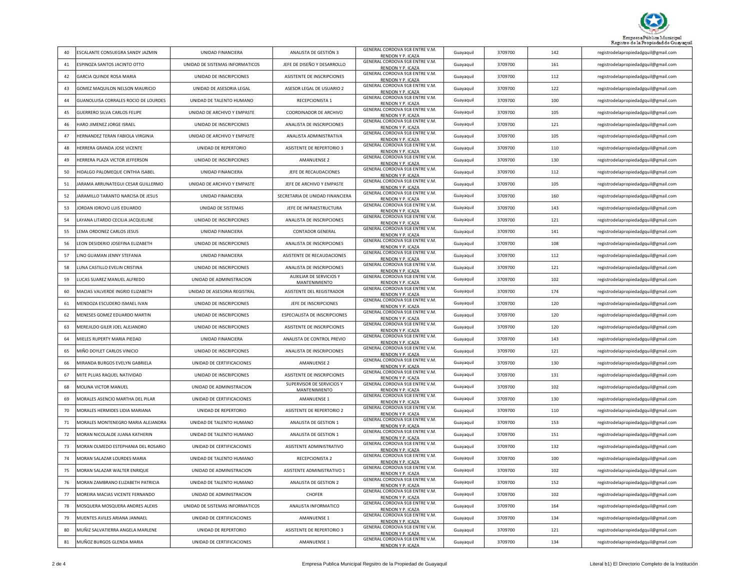| 40 | ESCALANTE CONSUEGRA SANDY JAZMIN | UNIDAD FINANCIERA | ANALISTA DE GESTIÓN 3 | GENERAL CORDOVA 918 ENTRE V.M. RENDON Y P. ICAZA | Guayaquil | 3709700 | 142 | registrodelapropiedadgquil@gmail.com |
|---|---|---|---|---|---|---|---|---|
| 41 | ESPINOZA SANTOS JACINTO OTTO | UNIDAD DE SISTEMAS INFORMATICOS | JEFE DE DISEÑO Y DESARROLLO | GENERAL CORDOVA 918 ENTRE V.M. RENDON Y P. ICAZA | Guayaquil | 3709700 | 161 | registrodelapropiedadgquil@gmail.com |
| 42 | GARCIA QUINDE ROSA MARIA | UNIDAD DE INSCRIPCIONES | ASISTENTE DE INSCRIPCIONES | GENERAL CORDOVA 918 ENTRE V.M. RENDON Y P. ICAZA | Guayaquil | 3709700 | 112 | registrodelapropiedadgquil@gmail.com |
| 43 | GOMEZ MAQUILON NELSON MAURICIO | UNIDAD DE ASESORIA LEGAL | ASESOR LEGAL DE USUARIO 2 | GENERAL CORDOVA 918 ENTRE V.M. RENDON Y P. ICAZA | Guayaquil | 3709700 | 122 | registrodelapropiedadgquil@gmail.com |
| 44 | GUANOLUISA CORRALES ROCIO DE LOURDES | UNIDAD DE TALENTO HUMANO | RECEPCIONISTA 1 | GENERAL CORDOVA 918 ENTRE V.M. RENDON Y P. ICAZA | Guayaquil | 3709700 | 100 | registrodelapropiedadgquil@gmail.com |
| 45 | GUERRERO SILVA CARLOS FELIPE | UNIDAD DE ARCHIVO Y EMPASTE | COORDINADOR DE ARCHIVO | GENERAL CORDOVA 918 ENTRE V.M. RENDON Y P. ICAZA | Guayaquil | 3709700 | 105 | registrodelapropiedadgquil@gmail.com |
| 46 | HARO JIMENEZ JORGE ISRAEL | UNIDAD DE INSCRIPCIONES | ANALISTA DE INSCRIPCIONES | GENERAL CORDOVA 918 ENTRE V.M. RENDON Y P. ICAZA | Guayaquil | 3709700 | 121 | registrodelapropiedadgquil@gmail.com |
| 47 | HERNANDEZ TERAN FABIOLA VIRGINIA | UNIDAD DE ARCHIVO Y EMPASTE | ANALISTA ADMINISTRATIVA | GENERAL CORDOVA 918 ENTRE V.M. RENDON Y P. ICAZA | Guayaquil | 3709700 | 105 | registrodelapropiedadgquil@gmail.com |
| 48 | HERRERA GRANDA JOSE VICENTE | UNIDAD DE REPERTORIO | ASISTENTE DE REPERTORIO 3 | GENERAL CORDOVA 918 ENTRE V.M. RENDON Y P. ICAZA | Guayaquil | 3709700 | 110 | registrodelapropiedadgquil@gmail.com |
| 49 | HERRERA PLAZA VICTOR JEFFERSON | UNIDAD DE INSCRIPCIONES | AMANUENSE 2 | GENERAL CORDOVA 918 ENTRE V.M. RENDON Y P. ICAZA | Guayaquil | 3709700 | 130 | registrodelapropiedadgquil@gmail.com |
| 50 | HIDALGO PALOMEQUE CINTHIA ISABEL | UNIDAD FINANCIERA | JEFE DE RECAUDACIONES | GENERAL CORDOVA 918 ENTRE V.M. RENDON Y P. ICAZA | Guayaquil | 3709700 | 112 | registrodelapropiedadgquil@gmail.com |
| 51 | JARAMA ARRUNATEGUI CESAR GUILLERMO | UNIDAD DE ARCHIVO Y EMPASTE | JEFE DE ARCHIVO Y EMPASTE | GENERAL CORDOVA 918 ENTRE V.M. RENDON Y P. ICAZA | Guayaquil | 3709700 | 105 | registrodelapropiedadgquil@gmail.com |
| 52 | JARAMILLO TARANTO NARCISA DE JESUS | UNIDAD FINANCIERA | SECRETARIA DE UNIDAD FINANCIERA | GENERAL CORDOVA 918 ENTRE V.M. RENDON Y P. ICAZA | Guayaquil | 3709700 | 160 | registrodelapropiedadgquil@gmail.com |
| 53 | JORDAN IDROVO LUIS EDUARDO | UNIDAD DE SISTEMAS | JEFE DE INFRAESTRUCTURA | GENERAL CORDOVA 918 ENTRE V.M. RENDON Y P. ICAZA | Guayaquil | 3709700 | 143 | registrodelapropiedadgquil@gmail.com |
| 54 | LAYANA LITARDO CECILIA JACQUELINE | UNIDAD DE INSCRIPCIONES | ANALISTA DE INSCRIPCIONES | GENERAL CORDOVA 918 ENTRE V.M. RENDON Y P. ICAZA | Guayaquil | 3709700 | 121 | registrodelapropiedadgquil@gmail.com |
| 55 | LEMA ORDONEZ CARLOS JESUS | UNIDAD FINANCIERA | CONTADOR GENERAL | GENERAL CORDOVA 918 ENTRE V.M. RENDON Y P. ICAZA | Guayaquil | 3709700 | 141 | registrodelapropiedadgquil@gmail.com |
| 56 | LEON DESIDERIO JOSEFINA ELIZABETH | UNIDAD DE INSCRIPCIONES | ANALISTA DE INSCRIPCIONES | GENERAL CORDOVA 918 ENTRE V.M. RENDON Y P. ICAZA | Guayaquil | 3709700 | 108 | registrodelapropiedadgquil@gmail.com |
| 57 | LINO GUAMAN JENNY STEFANIA | UNIDAD FINANCIERA | ASISTENTE DE RECAUDACIONES | GENERAL CORDOVA 918 ENTRE V.M. RENDON Y P. ICAZA | Guayaquil | 3709700 | 112 | registrodelapropiedadgquil@gmail.com |
| 58 | LUNA CASTILLO EVELIN CRISTINA | UNIDAD DE INSCRIPCIONES | ANALISTA DE INSCRIPCIONES | GENERAL CORDOVA 918 ENTRE V.M. RENDON Y P. ICAZA | Guayaquil | 3709700 | 121 | registrodelapropiedadgquil@gmail.com |
| 59 | LUCAS SUAREZ MANUEL ALFREDO | UNIDAD DE ADMINISTRACION | AUXILIAR DE SERVICIOS Y MANTENIMIENTO | GENERAL CORDOVA 918 ENTRE V.M. RENDON Y P. ICAZA | Guayaquil | 3709700 | 102 | registrodelapropiedadgquil@gmail.com |
| 60 | MACIAS VALVERDE INGRID ELIZABETH | UNIDAD DE ASESORIA REGISTRAL | ASISTENTE DEL REGISTRADOR | GENERAL CORDOVA 918 ENTRE V.M. RENDON Y P. ICAZA | Guayaquil | 3709700 | 174 | registrodelapropiedadgquil@gmail.com |
| 61 | MENDOZA ESCUDERO ISMAEL IVAN | UNIDAD DE INSCRIPCIONES | JEFE DE INSCRIPCIONES | GENERAL CORDOVA 918 ENTRE V.M. RENDON Y P. ICAZA | Guayaquil | 3709700 | 120 | registrodelapropiedadgquil@gmail.com |
| 62 | MENESES GOMEZ EDUARDO MARTIN | UNIDAD DE INSCRIPCIONES | ESPECIALISTA DE INSCRIPCIONES | GENERAL CORDOVA 918 ENTRE V.M. RENDON Y P. ICAZA | Guayaquil | 3709700 | 120 | registrodelapropiedadgquil@gmail.com |
| 63 | MEREJILDO GILER JOEL ALEJANDRO | UNIDAD DE INSCRIPCIONES | ASISTENTE DE INSCRIPCIONES | GENERAL CORDOVA 918 ENTRE V.M. RENDON Y P. ICAZA | Guayaquil | 3709700 | 120 | registrodelapropiedadgquil@gmail.com |
| 64 | MIELES RUPERTY MARIA PIEDAD | UNIDAD FINANCIERA | ANALISTA DE CONTROL PREVIO | GENERAL CORDOVA 918 ENTRE V.M. RENDON Y P. ICAZA | Guayaquil | 3709700 | 143 | registrodelapropiedadgquil@gmail.com |
| 65 | MIÑO DOYLET CARLOS VINICIO | UNIDAD DE INSCRIPCIONES | ANALISTA DE INSCRIPCIONES | GENERAL CORDOVA 918 ENTRE V.M. RENDON Y P. ICAZA | Guayaquil | 3709700 | 121 | registrodelapropiedadgquil@gmail.com |
| 66 | MIRANDA BURGOS EVELYN GABRIELA | UNIDAD DE CERTIFICACIONES | AMANUENSE 2 | GENERAL CORDOVA 918 ENTRE V.M. RENDON Y P. ICAZA | Guayaquil | 3709700 | 130 | registrodelapropiedadgquil@gmail.com |
| 67 | MITE PLUAS RAQUEL NATIVIDAD | UNIDAD DE INSCRIPCIONES | ASISTENTE DE INSCRIPCIONES | GENERAL CORDOVA 918 ENTRE V.M. RENDON Y P. ICAZA | Guayaquil | 3709700 | 131 | registrodelapropiedadgquil@gmail.com |
| 68 | MOLINA VICTOR MANUEL | UNIDAD DE ADMINISTRACION | SUPERVISOR DE SERVICIOS Y MANTENIMIENTO | GENERAL CORDOVA 918 ENTRE V.M. RENDON Y P. ICAZA | Guayaquil | 3709700 | 102 | registrodelapropiedadgquil@gmail.com |
| 69 | MORALES ASENCIO MARTHA DEL PILAR | UNIDAD DE CERTIFICACIONES | AMANUENSE 1 | GENERAL CORDOVA 918 ENTRE V.M. RENDON Y P. ICAZA | Guayaquil | 3709700 | 130 | registrodelapropiedadgquil@gmail.com |
| 70 | MORALES HERMIDES LIDIA MARIANA | UNIDAD DE REPERTORIO | ASISTENTE DE REPERTORIO 2 | GENERAL CORDOVA 918 ENTRE V.M. RENDON Y P. ICAZA | Guayaquil | 3709700 | 110 | registrodelapropiedadgquil@gmail.com |
| 71 | MORALES MONTENEGRO MARIA ALEJANDRA | UNIDAD DE TALENTO HUMANO | ANALISTA DE GESTION 1 | GENERAL CORDOVA 918 ENTRE V.M. RENDON Y P. ICAZA | Guayaquil | 3709700 | 153 | registrodelapropiedadgquil@gmail.com |
| 72 | MORAN NICOLALDE JUANA KATHERIN | UNIDAD DE TALENTO HUMANO | ANALISTA DE GESTION 1 | GENERAL CORDOVA 918 ENTRE V.M. RENDON Y P. ICAZA | Guayaquil | 3709700 | 151 | registrodelapropiedadgquil@gmail.com |
| 73 | MORAN OLMEDO ESTEPHANIA DEL ROSARIO | UNIDAD DE CERTIFICACIONES | ASISTENTE ADMINISTRATIVO | GENERAL CORDOVA 918 ENTRE V.M. RENDON Y P. ICAZA | Guayaquil | 3709700 | 132 | registrodelapropiedadgquil@gmail.com |
| 74 | MORAN SALAZAR LOURDES MARIA | UNIDAD DE TALENTO HUMANO | RECEPCIONISTA 2 | GENERAL CORDOVA 918 ENTRE V.M. RENDON Y P. ICAZA | Guayaquil | 3709700 | 100 | registrodelapropiedadgquil@gmail.com |
| 75 | MORAN SALAZAR WALTER ENRIQUE | UNIDAD DE ADMINISTRACION | ASISTENTE ADMINISTRATIVO 1 | GENERAL CORDOVA 918 ENTRE V.M. RENDON Y P. ICAZA | Guayaquil | 3709700 | 102 | registrodelapropiedadgquil@gmail.com |
| 76 | MORAN ZAMBRANO ELIZABETH PATRICIA | UNIDAD DE TALENTO HUMANO | ANALISTA DE GESTION 2 | GENERAL CORDOVA 918 ENTRE V.M. RENDON Y P. ICAZA | Guayaquil | 3709700 | 152 | registrodelapropiedadgquil@gmail.com |
| 77 | MOREIRA MACIAS VICENTE FERNANDO | UNIDAD DE ADMINISTRACION | CHOFER | GENERAL CORDOVA 918 ENTRE V.M. RENDON Y P. ICAZA | Guayaquil | 3709700 | 102 | registrodelapropiedadgquil@gmail.com |
| 78 | MOSQUERA MOSQUERA ANDRES ALEXIS | UNIDAD DE SISTEMAS INFORMATICOS | ANALISTA INFORMATICO | GENERAL CORDOVA 918 ENTRE V.M. RENDON Y P. ICAZA | Guayaquil | 3709700 | 164 | registrodelapropiedadgquil@gmail.com |
| 79 | MUENTES AVILES ARIANA JANNAEL | UNIDAD DE CERTIFICACIONES | AMANUENSE 1 | GENERAL CORDOVA 918 ENTRE V.M. RENDON Y P. ICAZA | Guayaquil | 3709700 | 134 | registrodelapropiedadgquil@gmail.com |
| 80 | MUÑIZ SALVATIERRA ANGELA MARLENE | UNIDAD DE REPERTORIO | ASISTENTE DE REPERTORIO 3 | GENERAL CORDOVA 918 ENTRE V.M. RENDON Y P. ICAZA | Guayaquil | 3709700 | 121 | registrodelapropiedadgquil@gmail.com |
| 81 | MUÑOZ BURGOS GLENDA MARIA | UNIDAD DE CERTIFICACIONES | AMANUENSE 1 | GENERAL CORDOVA 918 ENTRE V.M. RENDON Y P. ICAZA | Guayaquil | 3709700 | 134 | registrodelapropiedadgquil@gmail.com |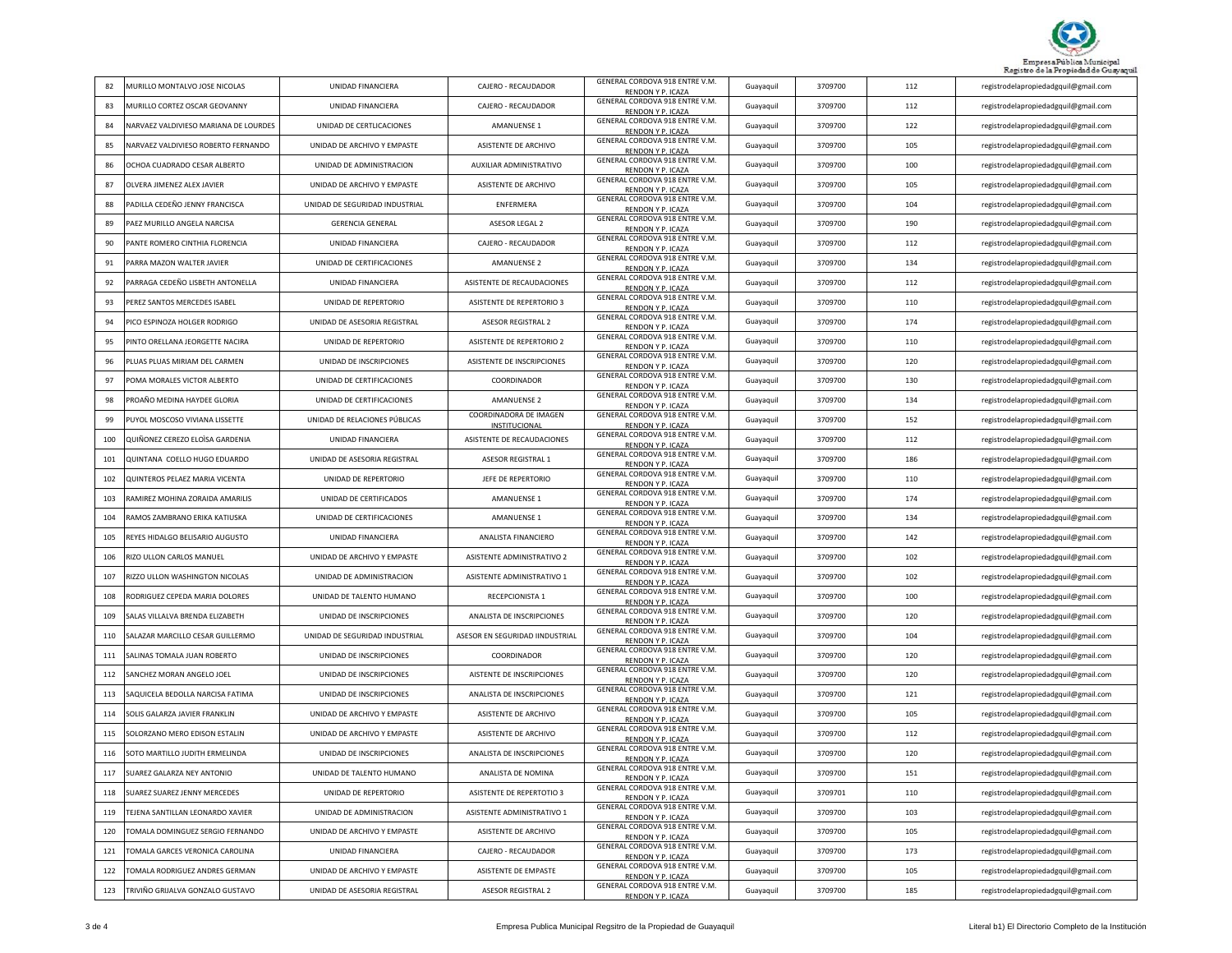| 82 | MURILLO MONTALVO JOSE NICOLAS | UNIDAD FINANCIERA | CAJERO - RECAUDADOR | GENERAL CORDOVA 918 ENTRE V.M. RENDON Y P. ICAZA | Guayaquil | 3709700 | 112 | registrodelapropiedadgquil@gmail.com |
|---|---|---|---|---|---|---|---|---|
| 83 | MURILLO CORTEZ OSCAR GEOVANNY | UNIDAD FINANCIERA | CAJERO - RECAUDADOR | GENERAL CORDOVA 918 ENTRE V.M. RENDON Y P. ICAZA | Guayaquil | 3709700 | 112 | registrodelapropiedadgquil@gmail.com |
| 84 | NARVAEZ VALDIVIESO MARIANA DE LOURDES | UNIDAD DE CERTLICACIONES | AMANUENSE 1 | GENERAL CORDOVA 918 ENTRE V.M. RENDON Y P. ICAZA | Guayaquil | 3709700 | 122 | registrodelapropiedadgquil@gmail.com |
| 85 | NARVAEZ VALDIVIESO ROBERTO FERNANDO | UNIDAD DE ARCHIVO Y EMPASTE | ASISTENTE DE ARCHIVO | GENERAL CORDOVA 918 ENTRE V.M. RENDON Y P. ICAZA | Guayaquil | 3709700 | 105 | registrodelapropiedadgquil@gmail.com |
| 86 | OCHOA CUADRADO CESAR ALBERTO | UNIDAD DE ADMINISTRACION | AUXILIAR ADMINISTRATIVO | GENERAL CORDOVA 918 ENTRE V.M. RENDON Y P. ICAZA | Guayaquil | 3709700 | 100 | registrodelapropiedadgquil@gmail.com |
| 87 | OLVERA JIMENEZ ALEX JAVIER | UNIDAD DE ARCHIVO Y EMPASTE | ASISTENTE DE ARCHIVO | GENERAL CORDOVA 918 ENTRE V.M. RENDON Y P. ICAZA | Guayaquil | 3709700 | 105 | registrodelapropiedadgquil@gmail.com |
| 88 | PADILLA CEDEÑO JENNY FRANCISCA | UNIDAD DE SEGURIDAD INDUSTRIAL | ENFERMERA | GENERAL CORDOVA 918 ENTRE V.M. RENDON Y P. ICAZA | Guayaquil | 3709700 | 104 | registrodelapropiedadgquil@gmail.com |
| 89 | PAEZ MURILLO ANGELA NARCISA | GERENCIA GENERAL | ASESOR LEGAL 2 | GENERAL CORDOVA 918 ENTRE V.M. RENDON Y P. ICAZA | Guayaquil | 3709700 | 190 | registrodelapropiedadgquil@gmail.com |
| 90 | PANTE ROMERO CINTHIA FLORENCIA | UNIDAD FINANCIERA | CAJERO - RECAUDADOR | GENERAL CORDOVA 918 ENTRE V.M. RENDON Y P. ICAZA | Guayaquil | 3709700 | 112 | registrodelapropiedadgquil@gmail.com |
| 91 | PARRA MAZON WALTER JAVIER | UNIDAD DE CERTIFICACIONES | AMANUENSE 2 | GENERAL CORDOVA 918 ENTRE V.M. RENDON Y P. ICAZA | Guayaquil | 3709700 | 134 | registrodelapropiedadgquil@gmail.com |
| 92 | PARRAGA CEDEÑO LISBETH ANTONELLA | UNIDAD FINANCIERA | ASISTENTE DE RECAUDACIONES | GENERAL CORDOVA 918 ENTRE V.M. RENDON Y P. ICAZA | Guayaquil | 3709700 | 112 | registrodelapropiedadgquil@gmail.com |
| 93 | PEREZ SANTOS MERCEDES ISABEL | UNIDAD DE REPERTORIO | ASISTENTE DE REPERTORIO 3 | GENERAL CORDOVA 918 ENTRE V.M. RENDON Y P. ICAZA | Guayaquil | 3709700 | 110 | registrodelapropiedadgquil@gmail.com |
| 94 | PICO ESPINOZA HOLGER RODRIGO | UNIDAD DE ASESORIA REGISTRAL | ASESOR REGISTRAL 2 | GENERAL CORDOVA 918 ENTRE V.M. RENDON Y P. ICAZA | Guayaquil | 3709700 | 174 | registrodelapropiedadgquil@gmail.com |
| 95 | PINTO ORELLANA JEORGETTE NACIRA | UNIDAD DE REPERTORIO | ASISTENTE DE REPERTORIO 2 | GENERAL CORDOVA 918 ENTRE V.M. RENDON Y P. ICAZA | Guayaquil | 3709700 | 110 | registrodelapropiedadgquil@gmail.com |
| 96 | PLUAS PLUAS MIRIAM DEL CARMEN | UNIDAD DE INSCRIPCIONES | ASISTENTE DE INSCRIPCIONES | GENERAL CORDOVA 918 ENTRE V.M. RENDON Y P. ICAZA | Guayaquil | 3709700 | 120 | registrodelapropiedadgquil@gmail.com |
| 97 | POMA MORALES VICTOR ALBERTO | UNIDAD DE CERTIFICACIONES | COORDINADOR | GENERAL CORDOVA 918 ENTRE V.M. RENDON Y P. ICAZA | Guayaquil | 3709700 | 130 | registrodelapropiedadgquil@gmail.com |
| 98 | PROAÑO MEDINA HAYDEE GLORIA | UNIDAD DE CERTIFICACIONES | AMANUENSE 2 | GENERAL CORDOVA 918 ENTRE V.M. RENDON Y P. ICAZA | Guayaquil | 3709700 | 134 | registrodelapropiedadgquil@gmail.com |
| 99 | PUYOL MOSCOSO VIVIANA LISSETTE | UNIDAD DE RELACIONES PÚBLICAS | COORDINADORA DE IMAGEN INSTITUCIONAL | GENERAL CORDOVA 918 ENTRE V.M. RENDON Y P. ICAZA | Guayaquil | 3709700 | 152 | registrodelapropiedadgquil@gmail.com |
| 100 | QUIÑONEZ CEREZO ELOÍSA GARDENIA | UNIDAD FINANCIERA | ASISTENTE DE RECAUDACIONES | GENERAL CORDOVA 918 ENTRE V.M. RENDON Y P. ICAZA | Guayaquil | 3709700 | 112 | registrodelapropiedadgquil@gmail.com |
| 101 | QUINTANA COELLO HUGO EDUARDO | UNIDAD DE ASESORIA REGISTRAL | ASESOR REGISTRAL 1 | GENERAL CORDOVA 918 ENTRE V.M. RENDON Y P. ICAZA | Guayaquil | 3709700 | 186 | registrodelapropiedadgquil@gmail.com |
| 102 | QUINTEROS PELAEZ MARIA VICENTA | UNIDAD DE REPERTORIO | JEFE DE REPERTORIO | GENERAL CORDOVA 918 ENTRE V.M. RENDON Y P. ICAZA | Guayaquil | 3709700 | 110 | registrodelapropiedadgquil@gmail.com |
| 103 | RAMIREZ MOHINA ZORAIDA AMARILIS | UNIDAD DE CERTIFICADOS | AMANUENSE 1 | GENERAL CORDOVA 918 ENTRE V.M. RENDON Y P. ICAZA | Guayaquil | 3709700 | 174 | registrodelapropiedadgquil@gmail.com |
| 104 | RAMOS ZAMBRANO ERIKA KATIUSKA | UNIDAD DE CERTIFICACIONES | AMANUENSE 1 | GENERAL CORDOVA 918 ENTRE V.M. RENDON Y P. ICAZA | Guayaquil | 3709700 | 134 | registrodelapropiedadgquil@gmail.com |
| 105 | REYES HIDALGO BELISARIO AUGUSTO | UNIDAD FINANCIERA | ANALISTA FINANCIERO | GENERAL CORDOVA 918 ENTRE V.M. RENDON Y P. ICAZA | Guayaquil | 3709700 | 142 | registrodelapropiedadgquil@gmail.com |
| 106 | RIZO ULLON CARLOS MANUEL | UNIDAD DE ARCHIVO Y EMPASTE | ASISTENTE ADMINISTRATIVO 2 | GENERAL CORDOVA 918 ENTRE V.M. RENDON Y P. ICAZA | Guayaquil | 3709700 | 102 | registrodelapropiedadgquil@gmail.com |
| 107 | RIZZO ULLON WASHINGTON NICOLAS | UNIDAD DE ADMINISTRACION | ASISTENTE ADMINISTRATIVO 1 | GENERAL CORDOVA 918 ENTRE V.M. RENDON Y P. ICAZA | Guayaquil | 3709700 | 102 | registrodelapropiedadgquil@gmail.com |
| 108 | RODRIGUEZ CEPEDA MARIA DOLORES | UNIDAD DE TALENTO HUMANO | RECEPCIONISTA 1 | GENERAL CORDOVA 918 ENTRE V.M. RENDON Y P. ICAZA | Guayaquil | 3709700 | 100 | registrodelapropiedadgquil@gmail.com |
| 109 | SALAS VILLALVA BRENDA ELIZABETH | UNIDAD DE INSCRIPCIONES | ANALISTA DE INSCRIPCIONES | GENERAL CORDOVA 918 ENTRE V.M. RENDON Y P. ICAZA | Guayaquil | 3709700 | 120 | registrodelapropiedadgquil@gmail.com |
| 110 | SALAZAR MARCILLO CESAR GUILLERMO | UNIDAD DE SEGURIDAD INDUSTRIAL | ASESOR EN SEGURIDAD IINDUSTRIAL | GENERAL CORDOVA 918 ENTRE V.M. RENDON Y P. ICAZA | Guayaquil | 3709700 | 104 | registrodelapropiedadgquil@gmail.com |
| 111 | SALINAS TOMALA JUAN ROBERTO | UNIDAD DE INSCRIPCIONES | COORDINADOR | GENERAL CORDOVA 918 ENTRE V.M. RENDON Y P. ICAZA | Guayaquil | 3709700 | 120 | registrodelapropiedadgquil@gmail.com |
| 112 | SANCHEZ MORAN ANGELO JOEL | UNIDAD DE INSCRIPCIONES | AISTENTE DE INSCRIPCIONES | GENERAL CORDOVA 918 ENTRE V.M. RENDON Y P. ICAZA | Guayaquil | 3709700 | 120 | registrodelapropiedadgquil@gmail.com |
| 113 | SAQUICELA BEDOLLA NARCISA FATIMA | UNIDAD DE INSCRIPCIONES | ANALISTA DE INSCRIPCIONES | GENERAL CORDOVA 918 ENTRE V.M. RENDON Y P. ICAZA | Guayaquil | 3709700 | 121 | registrodelapropiedadgquil@gmail.com |
| 114 | SOLIS GALARZA JAVIER FRANKLIN | UNIDAD DE ARCHIVO Y EMPASTE | ASISTENTE DE ARCHIVO | GENERAL CORDOVA 918 ENTRE V.M. RENDON Y P. ICAZA | Guayaquil | 3709700 | 105 | registrodelapropiedadgquil@gmail.com |
| 115 | SOLORZANO MERO EDISON ESTALIN | UNIDAD DE ARCHIVO Y EMPASTE | ASISTENTE DE ARCHIVO | GENERAL CORDOVA 918 ENTRE V.M. RENDON Y P. ICAZA | Guayaquil | 3709700 | 112 | registrodelapropiedadgquil@gmail.com |
| 116 | SOTO MARTILLO JUDITH ERMELINDA | UNIDAD DE INSCRIPCIONES | ANALISTA DE INSCRIPCIONES | GENERAL CORDOVA 918 ENTRE V.M. RENDON Y P. ICAZA | Guayaquil | 3709700 | 120 | registrodelapropiedadgquil@gmail.com |
| 117 | SUAREZ GALARZA NEY ANTONIO | UNIDAD DE TALENTO HUMANO | ANALISTA DE NOMINA | GENERAL CORDOVA 918 ENTRE V.M. RENDON Y P. ICAZA | Guayaquil | 3709700 | 151 | registrodelapropiedadgquil@gmail.com |
| 118 | SUAREZ SUAREZ JENNY MERCEDES | UNIDAD DE REPERTORIO | ASISTENTE DE REPERTOTIO 3 | GENERAL CORDOVA 918 ENTRE V.M. RENDON Y P. ICAZA | Guayaquil | 3709701 | 110 | registrodelapropiedadgquil@gmail.com |
| 119 | TEJENA SANTILLAN LEONARDO XAVIER | UNIDAD DE ADMINISTRACION | ASISTENTE ADMINISTRATIVO 1 | GENERAL CORDOVA 918 ENTRE V.M. RENDON Y P. ICAZA | Guayaquil | 3709700 | 103 | registrodelapropiedadgquil@gmail.com |
| 120 | TOMALA DOMINGUEZ SERGIO FERNANDO | UNIDAD DE ARCHIVO Y EMPASTE | ASISTENTE DE ARCHIVO | GENERAL CORDOVA 918 ENTRE V.M. RENDON Y P. ICAZA | Guayaquil | 3709700 | 105 | registrodelapropiedadgquil@gmail.com |
| 121 | TOMALA GARCES VERONICA CAROLINA | UNIDAD FINANCIERA | CAJERO - RECAUDADOR | GENERAL CORDOVA 918 ENTRE V.M. RENDON Y P. ICAZA | Guayaquil | 3709700 | 173 | registrodelapropiedadgquil@gmail.com |
| 122 | TOMALA RODRIGUEZ ANDRES GERMAN | UNIDAD DE ARCHIVO Y EMPASTE | ASISTENTE DE EMPASTE | GENERAL CORDOVA 918 ENTRE V.M. RENDON Y P. ICAZA | Guayaquil | 3709700 | 105 | registrodelapropiedadgquil@gmail.com |
| 123 | TRIVIÑO GRIJALVA GONZALO GUSTAVO | UNIDAD DE ASESORIA REGISTRAL | ASESOR REGISTRAL 2 | GENERAL CORDOVA 918 ENTRE V.M. RENDON Y P. ICAZA | Guayaquil | 3709700 | 185 | registrodelapropiedadgquil@gmail.com |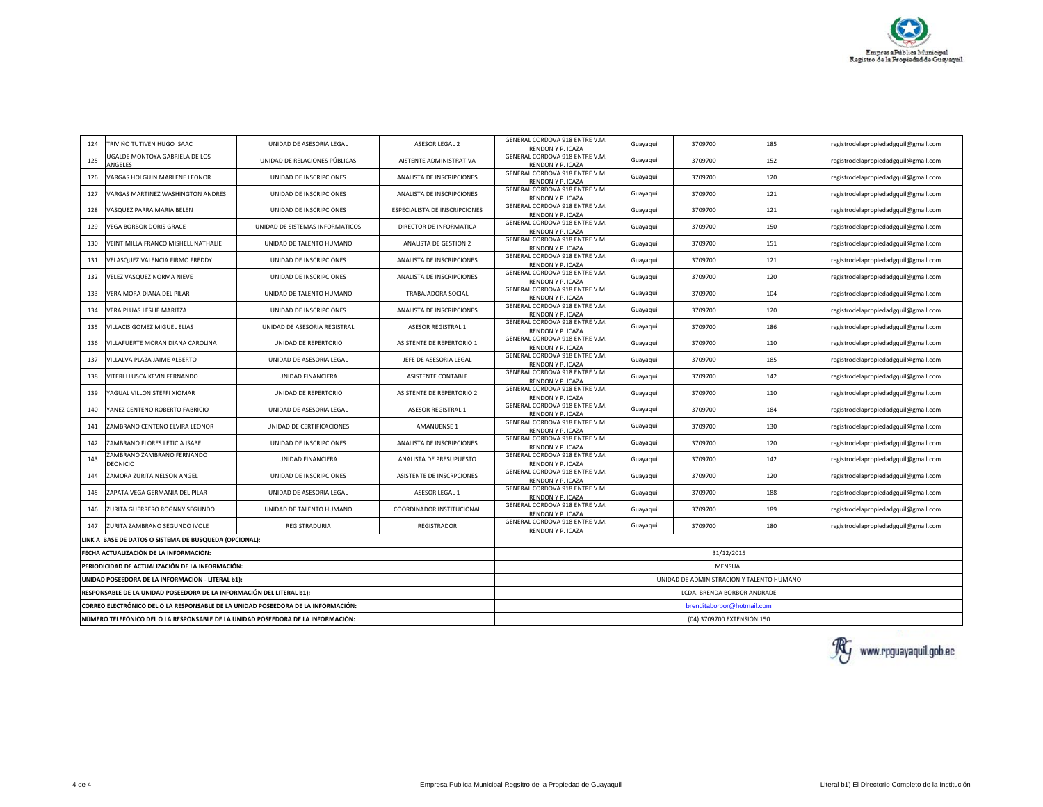| | | | | | | | | |
|---|---|---|---|---|---|---|---|---|
| 124 | TRIVIÑO TUTIVEN HUGO ISAAC | UNIDAD DE ASESORIA LEGAL | ASESOR LEGAL 2 | GENERAL CORDOVA 918 ENTRE V.M. RENDON Y P. ICAZA | Guayaquil | 3709700 | 185 | registrodelapropiedadgquil@gmail.com |
| 125 | UGALDE MONTOYA GABRIELA DE LOS ANGELES | UNIDAD DE RELACIONES PÚBLICAS | AISTENTE ADMINISTRATIVA | GENERAL CORDOVA 918 ENTRE V.M. RENDON Y P. ICAZA | Guayaquil | 3709700 | 152 | registrodelapropiedadgquil@gmail.com |
| 126 | VARGAS HOLGUIN MARLENE LEONOR | UNIDAD DE INSCRIPCIONES | ANALISTA DE INSCRIPCIONES | GENERAL CORDOVA 918 ENTRE V.M. RENDON Y P. ICAZA | Guayaquil | 3709700 | 120 | registrodelapropiedadgquil@gmail.com |
| 127 | VARGAS MARTINEZ WASHINGTON ANDRES | UNIDAD DE INSCRIPCIONES | ANALISTA DE INSCRIPCIONES | GENERAL CORDOVA 918 ENTRE V.M. RENDON Y P. ICAZA | Guayaquil | 3709700 | 121 | registrodelapropiedadgquil@gmail.com |
| 128 | VASQUEZ PARRA MARIA BELEN | UNIDAD DE INSCRIPCIONES | ESPECIALISTA DE INSCRIPCIONES | GENERAL CORDOVA 918 ENTRE V.M. RENDON Y P. ICAZA | Guayaquil | 3709700 | 121 | registrodelapropiedadgquil@gmail.com |
| 129 | VEGA BORBOR DORIS GRACE | UNIDAD DE SISTEMAS INFORMATICOS | DIRECTOR DE INFORMATICA | GENERAL CORDOVA 918 ENTRE V.M. RENDON Y P. ICAZA | Guayaquil | 3709700 | 150 | registrodelapropiedadgquil@gmail.com |
| 130 | VEINTIMILLA FRANCO MISHELL NATHALIE | UNIDAD DE TALENTO HUMANO | ANALISTA DE GESTION 2 | GENERAL CORDOVA 918 ENTRE V.M. RENDON Y P. ICAZA | Guayaquil | 3709700 | 151 | registrodelapropiedadgquil@gmail.com |
| 131 | VELASQUEZ VALENCIA FIRMO FREDDY | UNIDAD DE INSCRIPCIONES | ANALISTA DE INSCRIPCIONES | GENERAL CORDOVA 918 ENTRE V.M. RENDON Y P. ICAZA | Guayaquil | 3709700 | 121 | registrodelapropiedadgquil@gmail.com |
| 132 | VELEZ VASQUEZ NORMA NIEVE | UNIDAD DE INSCRIPCIONES | ANALISTA DE INSCRIPCIONES | GENERAL CORDOVA 918 ENTRE V.M. RENDON Y P. ICAZA | Guayaquil | 3709700 | 120 | registrodelapropiedadgquil@gmail.com |
| 133 | VERA MORA DIANA DEL PILAR | UNIDAD DE TALENTO HUMANO | TRABAJADORA SOCIAL | GENERAL CORDOVA 918 ENTRE V.M. RENDON Y P. ICAZA | Guayaquil | 3709700 | 104 | registrodelapropiedadgquil@gmail.com |
| 134 | VERA PLUAS LESLIE MARITZA | UNIDAD DE INSCRIPCIONES | ANALISTA DE INSCRIPCIONES | GENERAL CORDOVA 918 ENTRE V.M. RENDON Y P. ICAZA | Guayaquil | 3709700 | 120 | registrodelapropiedadgquil@gmail.com |
| 135 | VILLACIS GOMEZ MIGUEL ELIAS | UNIDAD DE ASESORIA REGISTRAL | ASESOR REGISTRAL 1 | GENERAL CORDOVA 918 ENTRE V.M. RENDON Y P. ICAZA | Guayaquil | 3709700 | 186 | registrodelapropiedadgquil@gmail.com |
| 136 | VILLAFUERTE MORAN DIANA CAROLINA | UNIDAD DE REPERTORIO | ASISTENTE DE REPERTORIO 1 | GENERAL CORDOVA 918 ENTRE V.M. RENDON Y P. ICAZA | Guayaquil | 3709700 | 110 | registrodelapropiedadgquil@gmail.com |
| 137 | VILLALVA PLAZA JAIME ALBERTO | UNIDAD DE ASESORIA LEGAL | JEFE DE ASESORIA LEGAL | GENERAL CORDOVA 918 ENTRE V.M. RENDON Y P. ICAZA | Guayaquil | 3709700 | 185 | registrodelapropiedadgquil@gmail.com |
| 138 | VITERI LLUSCA KEVIN FERNANDO | UNIDAD FINANCIERA | ASISTENTE CONTABLE | GENERAL CORDOVA 918 ENTRE V.M. RENDON Y P. ICAZA | Guayaquil | 3709700 | 142 | registrodelapropiedadgquil@gmail.com |
| 139 | YAGUAL VILLON STEFFI XIOMAR | UNIDAD DE REPERTORIO | ASISTENTE DE REPERTORIO 2 | GENERAL CORDOVA 918 ENTRE V.M. RENDON Y P. ICAZA | Guayaquil | 3709700 | 110 | registrodelapropiedadgquil@gmail.com |
| 140 | YANEZ CENTENO ROBERTO FABRICIO | UNIDAD DE ASESORIA LEGAL | ASESOR REGISTRAL 1 | GENERAL CORDOVA 918 ENTRE V.M. RENDON Y P. ICAZA | Guayaquil | 3709700 | 184 | registrodelapropiedadgquil@gmail.com |
| 141 | ZAMBRANO CENTENO ELVIRA LEONOR | UNIDAD DE CERTIFICACIONES | AMANUENSE 1 | GENERAL CORDOVA 918 ENTRE V.M. RENDON Y P. ICAZA | Guayaquil | 3709700 | 130 | registrodelapropiedadgquil@gmail.com |
| 142 | ZAMBRANO FLORES LETICIA ISABEL | UNIDAD DE INSCRIPCIONES | ANALISTA DE INSCRIPCIONES | GENERAL CORDOVA 918 ENTRE V.M. RENDON Y P. ICAZA | Guayaquil | 3709700 | 120 | registrodelapropiedadgquil@gmail.com |
| 143 | ZAMBRANO ZAMBRANO FERNANDO DEONICIO | UNIDAD FINANCIERA | ANALISTA DE PRESUPUESTO | GENERAL CORDOVA 918 ENTRE V.M. RENDON Y P. ICAZA | Guayaquil | 3709700 | 142 | registrodelapropiedadgquil@gmail.com |
| 144 | ZAMORA ZURITA NELSON ANGEL | UNIDAD DE INSCRIPCIONES | ASISTENTE DE INSCRPCIONES | GENERAL CORDOVA 918 ENTRE V.M. RENDON Y P. ICAZA | Guayaquil | 3709700 | 120 | registrodelapropiedadgquil@gmail.com |
| 145 | ZAPATA VEGA GERMANIA DEL PILAR | UNIDAD DE ASESORIA LEGAL | ASESOR LEGAL 1 | GENERAL CORDOVA 918 ENTRE V.M. RENDON Y P. ICAZA | Guayaquil | 3709700 | 188 | registrodelapropiedadgquil@gmail.com |
| 146 | ZURITA GUERRERO ROGNNY SEGUNDO | UNIDAD DE TALENTO HUMANO | COORDINADOR INSTITUCIONAL | GENERAL CORDOVA 918 ENTRE V.M. RENDON Y P. ICAZA | Guayaquil | 3709700 | 189 | registrodelapropiedadgquil@gmail.com |
| 147 | ZURITA ZAMBRANO SEGUNDO IVOLE | REGISTRADURIA | REGISTRADOR | GENERAL CORDOVA 918 ENTRE V.M. RENDON Y P. ICAZA | Guayaquil | 3709700 | 180 | registrodelapropiedadgquil@gmail.com |

| | |
|---|---|
| **LINK A BASE DE DATOS O SISTEMA DE BUSQUEDA (OPCIONAL):** | |
| **FECHA ACTUALIZACIÓN DE LA INFORMACIÓN:** | 31/12/2015 |
| **PERIODICIDAD DE ACTUALIZACIÓN DE LA INFORMACIÓN:** | MENSUAL |
| **UNIDAD POSEEDORA DE LA INFORMACION - LITERAL b1):** | UNIDAD DE ADMINISTRACION Y TALENTO HUMANO |
| **RESPONSABLE DE LA UNIDAD POSEEDORA DE LA INFORMACIÓN DEL LITERAL b1):** | LCDA. BRENDA BORBOR ANDRADE |
| **CORREO ELECTRÓNICO DEL O LA RESPONSABLE DE LA UNIDAD POSEEDORA DE LA INFORMACIÓN:** | brenditaborbor@hotmail.com |
| **NÚMERO TELEFÓNICO DEL O LA RESPONSABLE DE LA UNIDAD POSEEDORA DE LA INFORMACIÓN:** | (04) 3709700 EXTENSIÓN 150 |